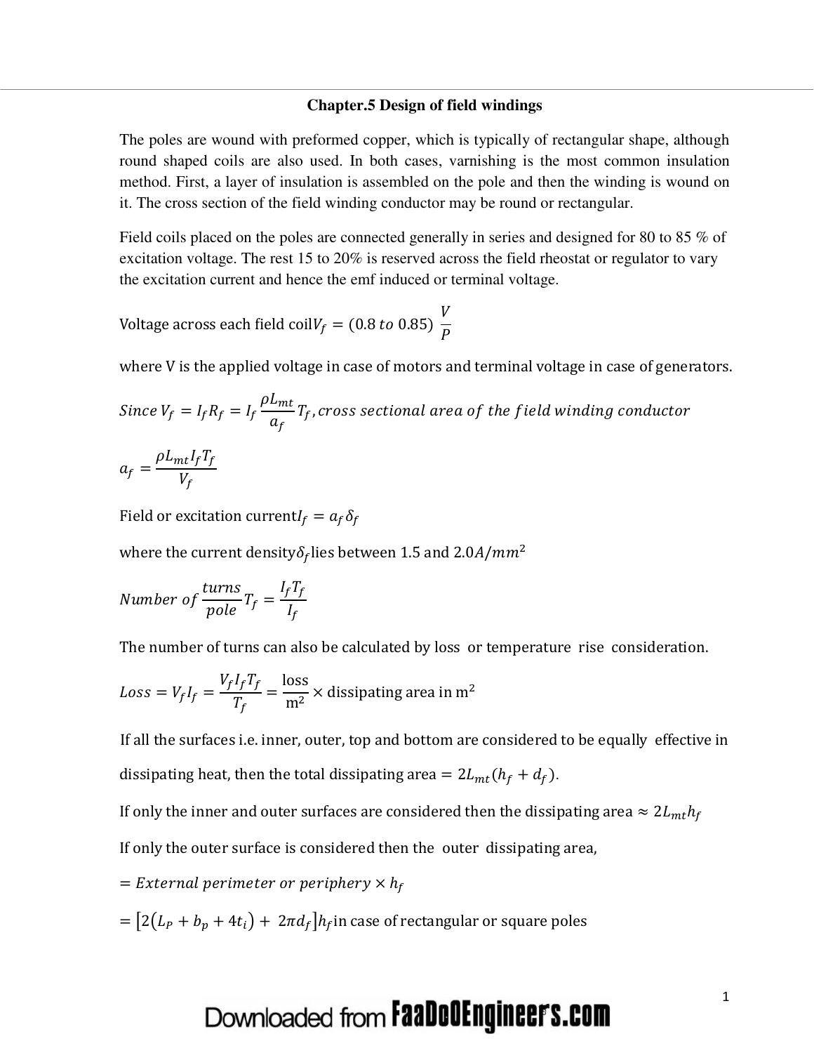# Chapter.5 Design of field windings

The poles are wound with preformed copper, which is typically of rectangular shape, although round shaped coils are also used. In both cases, varnishing is the most common insulation method. First, a layer of insulation is assembled on the pole and then the winding is wound on it. The cross section of the field winding conductor may be round or rectangular.

Field coils placed on the poles are connected generally in series and designed for 80 to 85 % of excitation voltage. The rest 15 to 20% is reserved across the field rheostat or regulator to vary the excitation current and hence the emf induced or terminal voltage.

Voltage across each field coil $V_f = (0.8 \; to \; 0.85) \; \dfrac{V}{P}$

where V is the applied voltage in case of motors and terminal voltage in case of generators.

$Since \; V_f = I_f R_f = I_f \dfrac{\rho L_{mt}}{a_f} T_f$, $cross \; sectional \; area \; of \; the \; field \; winding \; conductor$

$$a_f = \frac{\rho L_{mt} I_f T_f}{V_f}$$

Field or excitation current $I_f = a_f \delta_f$

where the current density $\delta_f$ lies between 1.5 and 2.0 $A/mm^2$

$Number \; of \; \dfrac{turns}{pole} T_f = \dfrac{I_f T_f}{I_f}$

The number of turns can also be calculated by loss or temperature rise consideration.

$Loss = V_f I_f = \dfrac{V_f I_f T_f}{T_f} = \dfrac{\text{loss}}{\text{m}^2} \times \text{dissipating area in m}^2$

If all the surfaces i.e. inner, outer, top and bottom are considered to be equally effective in dissipating heat, then the total dissipating area $= 2L_{mt}(h_f + d_f)$.

If only the inner and outer surfaces are considered then the dissipating area $\approx 2L_{mt}h_f$

If only the outer surface is considered then the outer dissipating area,

$= External \; perimeter \; or \; periphery \times h_f$

$= \left[2\left(L_P + b_p + 4t_i\right) + 2\pi d_f\right] h_f$ in case of rectangular or square poles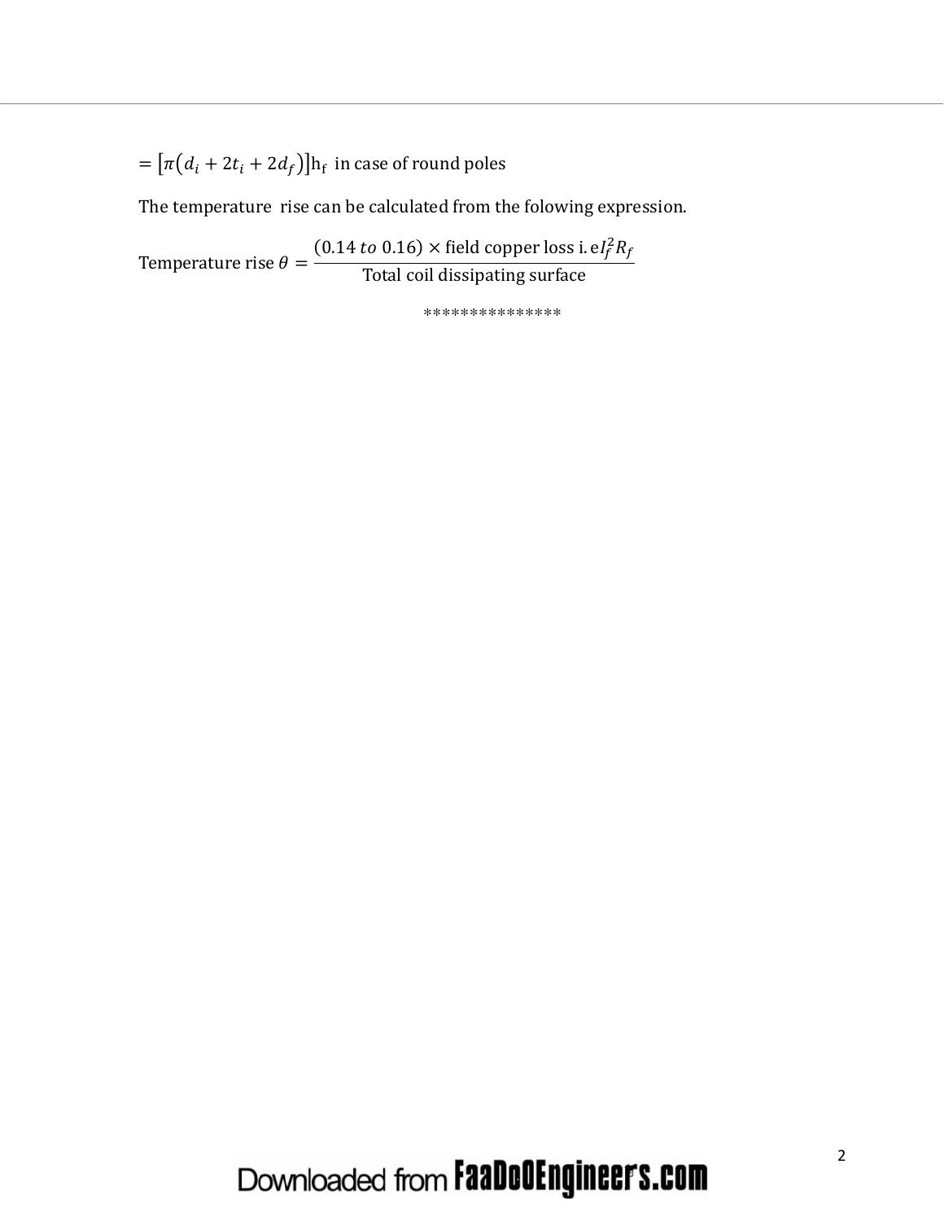$= \left[\pi\left(d_i + 2t_i + 2d_f\right)\right]\mathrm{h_f}$ in case of round poles

The temperature rise can be calculated from the folowing expression.

$$\text{Temperature rise } \theta = \frac{(0.14\ to\ 0.16) \times \text{field copper loss i.e} I_f^2 R_f}{\text{Total coil dissipating surface}}$$

***************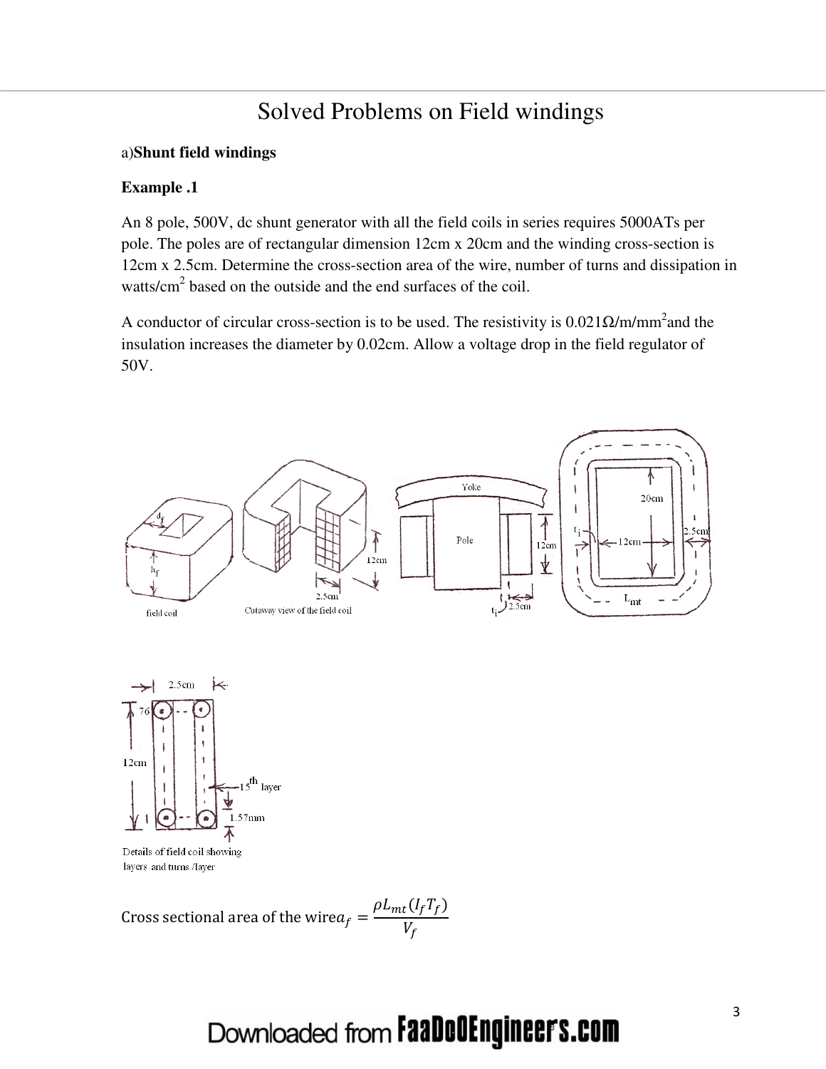# Solved Problems on Field windings

a)**Shunt field windings**

**Example .1**

An 8 pole, 500V, dc shunt generator with all the field coils in series requires 5000ATs per pole. The poles are of rectangular dimension 12cm x 20cm and the winding cross-section is 12cm x 2.5cm. Determine the cross-section area of the wire, number of turns and dissipation in watts/cm$^2$ based on the outside and the end surfaces of the coil.

A conductor of circular cross-section is to be used. The resistivity is 0.021Ω/m/mm$^2$ and the insulation increases the diameter by 0.02cm. Allow a voltage drop in the field regulator of 50V.

Cross sectional area of the wire $a_f = \dfrac{\rho L_{mt}(I_f T_f)}{V_f}$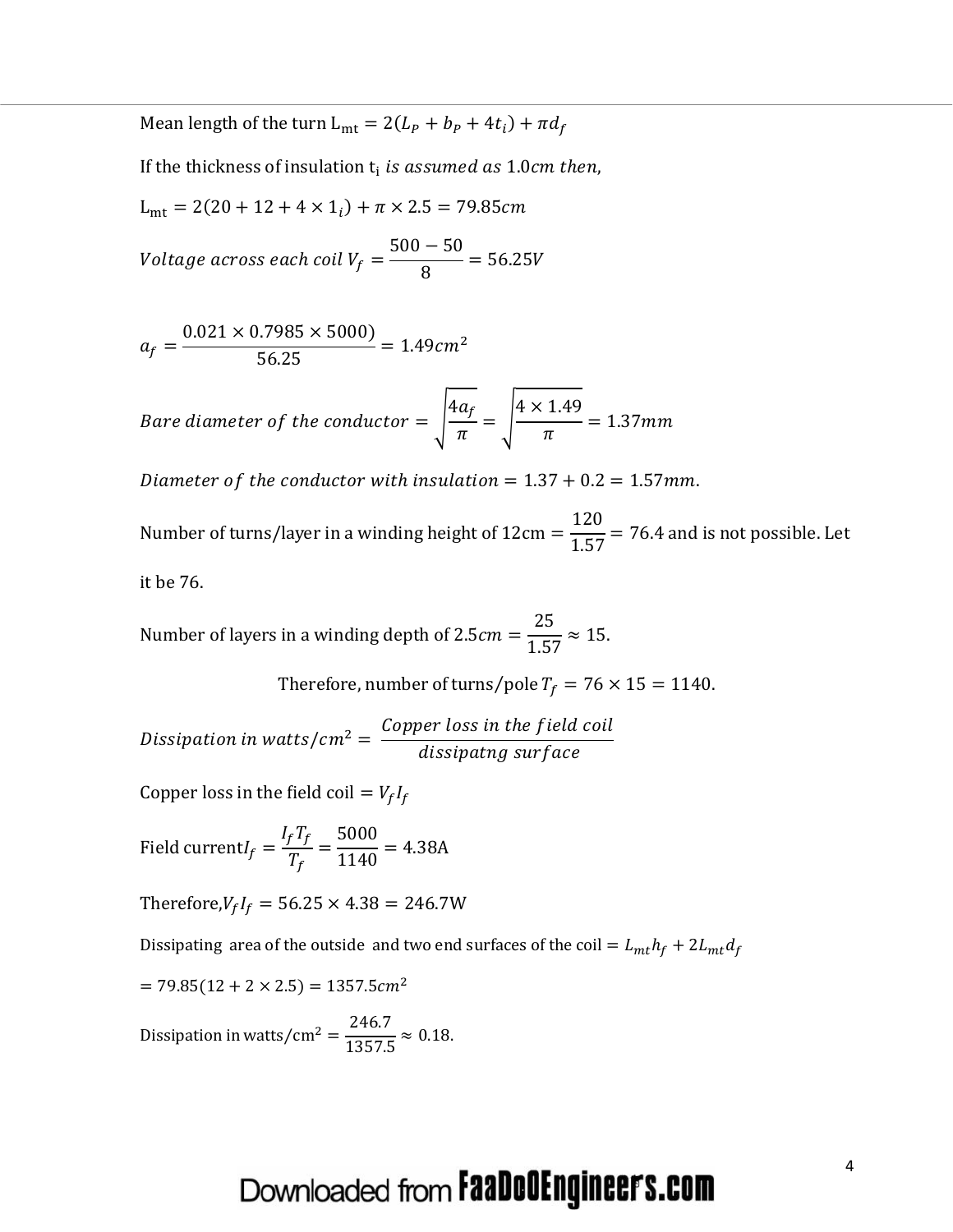Mean length of the turn $L_{mt} = 2(L_P + b_P + 4t_i) + \pi d_f$

If the thickness of insulation $t_i$ *is assumed as* $1.0cm$ *then,*

$L_{mt} = 2(20 + 12 + 4 \times 1_i) + \pi \times 2.5 = 79.85cm$

$$Voltage\ across\ each\ coil\ V_f = \frac{500 - 50}{8} = 56.25V$$

$$a_f = \frac{0.021 \times 0.7985 \times 5000)}{56.25} = 1.49cm^2$$

$$Bare\ diameter\ of\ the\ conductor = \sqrt{\frac{4a_f}{\pi}} = \sqrt{\frac{4 \times 1.49}{\pi}} = 1.37mm$$

*Diameter of the conductor with insulation* $= 1.37 + 0.2 = 1.57mm.$

Number of turns/layer in a winding height of 12cm $= \frac{120}{1.57} = 76.4$ and is not possible. Let it be 76.

Number of layers in a winding depth of $2.5cm = \frac{25}{1.57} \approx 15.$

Therefore, number of turns/pole $T_f = 76 \times 15 = 1140.$

$$Dissipation\ in\ watts/cm^2 = \frac{Copper\ loss\ in\ the\ field\ coil}{dissipatng\ surface}$$

Copper loss in the field coil $= V_f I_f$

Field current$I_f = \frac{I_f T_f}{T_f} = \frac{5000}{1140} = 4.38\text{A}$

Therefore,$V_f I_f = 56.25 \times 4.38 = 246.7\text{W}$

Dissipating area of the outside and two end surfaces of the coil $= L_{mt}h_f + 2L_{mt}d_f$

$= 79.85(12 + 2 \times 2.5) = 1357.5cm^2$

Dissipation in watts/cm$^2 = \frac{246.7}{1357.5} \approx 0.18.$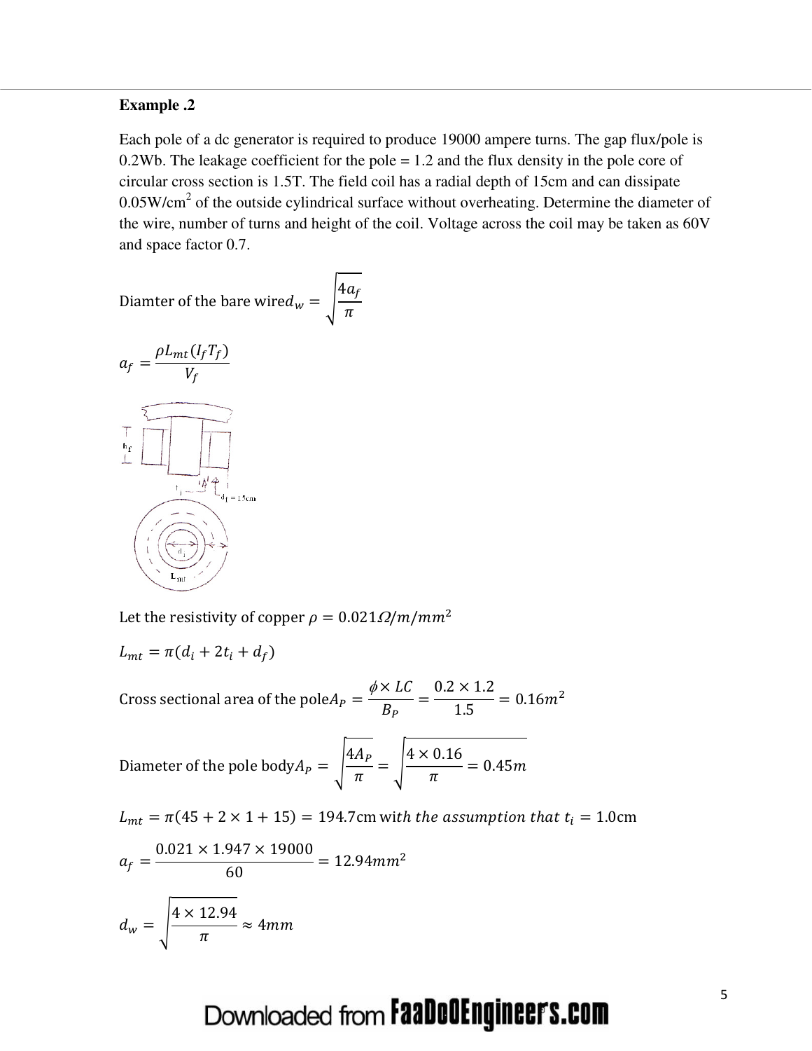**Example .2**

Each pole of a dc generator is required to produce 19000 ampere turns. The gap flux/pole is 0.2Wb. The leakage coefficient for the pole = 1.2 and the flux density in the pole core of circular cross section is 1.5T. The field coil has a radial depth of 15cm and can dissipate 0.05W/cm$^2$ of the outside cylindrical surface without overheating. Determine the diameter of the wire, number of turns and height of the coil. Voltage across the coil may be taken as 60V and space factor 0.7.

Diamter of the bare wire$d_w = \sqrt{\frac{4a_f}{\pi}}$

$$a_f = \frac{\rho L_{mt}(I_f T_f)}{V_f}$$

Let the resistivity of copper $\rho = 0.021\Omega/m/mm^2$

$$L_{mt} = \pi(d_i + 2t_i + d_f)$$

Cross sectional area of the pole$A_P = \frac{\phi \times LC}{B_P} = \frac{0.2 \times 1.2}{1.5} = 0.16m^2$

Diameter of the pole body$A_P = \sqrt{\frac{4A_P}{\pi}} = \sqrt{\frac{4 \times 0.16}{\pi}} = 0.45m$

$L_{mt} = \pi(45 + 2 \times 1 + 15) = 194.7$cm w*ith the assumption that* $t_i = 1.0$cm

$$a_f = \frac{0.021 \times 1.947 \times 19000}{60} = 12.94mm^2$$

$$d_w = \sqrt{\frac{4 \times 12.94}{\pi}} \approx 4mm$$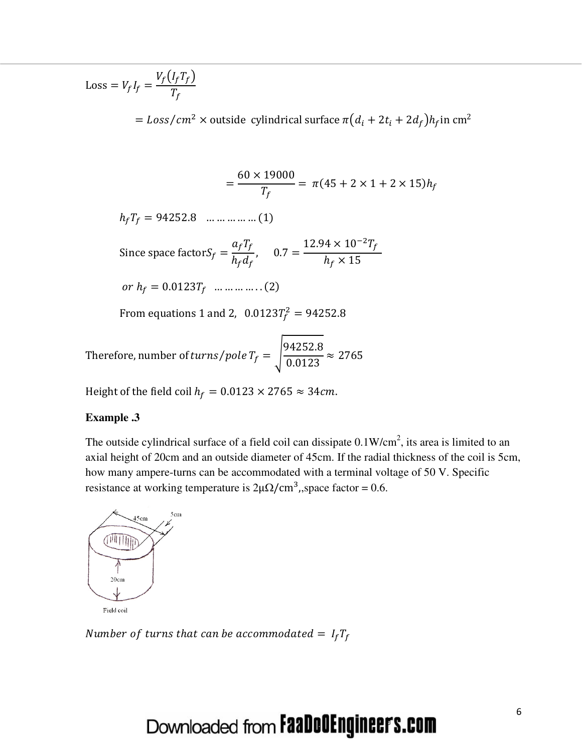$$\text{Loss} = V_f I_f = \frac{V_f(I_f T_f)}{T_f}$$

$$= Loss/cm^2 \times \text{outside cylindrical surface } \pi(d_i + 2t_i + 2d_f)h_f \text{in cm}^2$$

$$= \frac{60 \times 19000}{T_f} = \pi(45 + 2 \times 1 + 2 \times 15)h_f$$

$$h_f T_f = 94252.8 \quad \ldots\ldots\ldots\ldots (1)$$

Since space factor $S_f = \frac{a_f T_f}{h_f d_f}$, $\quad 0.7 = \frac{12.94 \times 10^{-2} T_f}{h_f \times 15}$

$$or\ h_f = 0.0123 T_f \quad \ldots\ldots\ldots\ldots(2)$$

From equations 1 and 2, $0.0123 T_f^2 = 94252.8$

Therefore, number of $turns/pole\ T_f = \sqrt{\frac{94252.8}{0.0123}} \approx 2765$

Height of the field coil $h_f = 0.0123 \times 2765 \approx 34cm.$

**Example .3**

The outside cylindrical surface of a field coil can dissipate $0.1 W/cm^2$, its area is limited to an axial height of 20cm and an outside diameter of 45cm. If the radial thickness of the coil is 5cm, how many ampere-turns can be accommodated with a terminal voltage of 50 V. Specific resistance at working temperature is $2\mu\Omega/cm^3$,,space factor = 0.6.

Field coil

$Number\ of\ turns\ that\ can\ be\ accommodated = I_f T_f$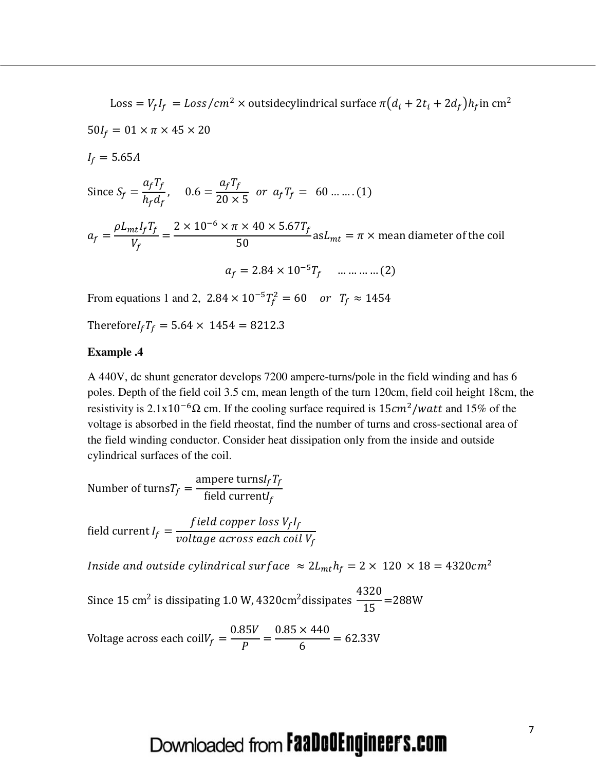$$\text{Loss} = V_f I_f = Loss/cm^2 \times \text{outsidecylindrical surface } \pi(d_i + 2t_i + 2d_f)h_f \text{in cm}^2$$

$$50I_f = 01 \times \pi \times 45 \times 20$$

$$I_f = 5.65A$$

Since $S_f = \dfrac{a_f T_f}{h_f d_f}$, $\quad 0.6 = \dfrac{a_f T_f}{20 \times 5} \;\; or \;\; a_f T_f = \;60 \ldots\ldots(1)$

$$a_f = \frac{\rho L_{mt} I_f T_f}{V_f} = \frac{2 \times 10^{-6} \times \pi \times 40 \times 5.67 T_f}{50} \text{as} L_{mt} = \pi \times \text{mean diameter of the coil}$$

$$a_f = 2.84 \times 10^{-5} T_f \quad \ldots\ldots\ldots(2)$$

From equations 1 and 2, $2.84 \times 10^{-5} T_f^2 = 60 \quad or \quad T_f \approx 1454$

Therefore $I_f T_f = 5.64 \times 1454 = 8212.3$

**Example .4**

A 440V, dc shunt generator develops 7200 ampere-turns/pole in the field winding and has 6 poles. Depth of the field coil 3.5 cm, mean length of the turn 120cm, field coil height 18cm, the resistivity is $2.1 \text{x} 10^{-6}\Omega$ cm. If the cooling surface required is $15 cm^2/watt$ and 15% of the voltage is absorbed in the field rheostat, find the number of turns and cross-sectional area of the field winding conductor. Consider heat dissipation only from the inside and outside cylindrical surfaces of the coil.

Number of turns $T_f = \dfrac{\text{ampere turns} I_f T_f}{\text{field current} I_f}$

field current $I_f = \dfrac{field\ copper\ loss\ V_f I_f}{voltage\ across\ each\ coil\ V_f}$

$Inside\ and\ outside\ cylindrical\ surface\ \approx 2L_{mt} h_f = 2 \times 120 \times 18 = 4320 cm^2$

Since 15 $\text{cm}^2$ is dissipating 1.0 W, 4320$\text{cm}^2$ dissipates $\dfrac{4320}{15}$=288W

Voltage across each coil $V_f = \dfrac{0.85V}{P} = \dfrac{0.85 \times 440}{6} = 62.33\text{V}$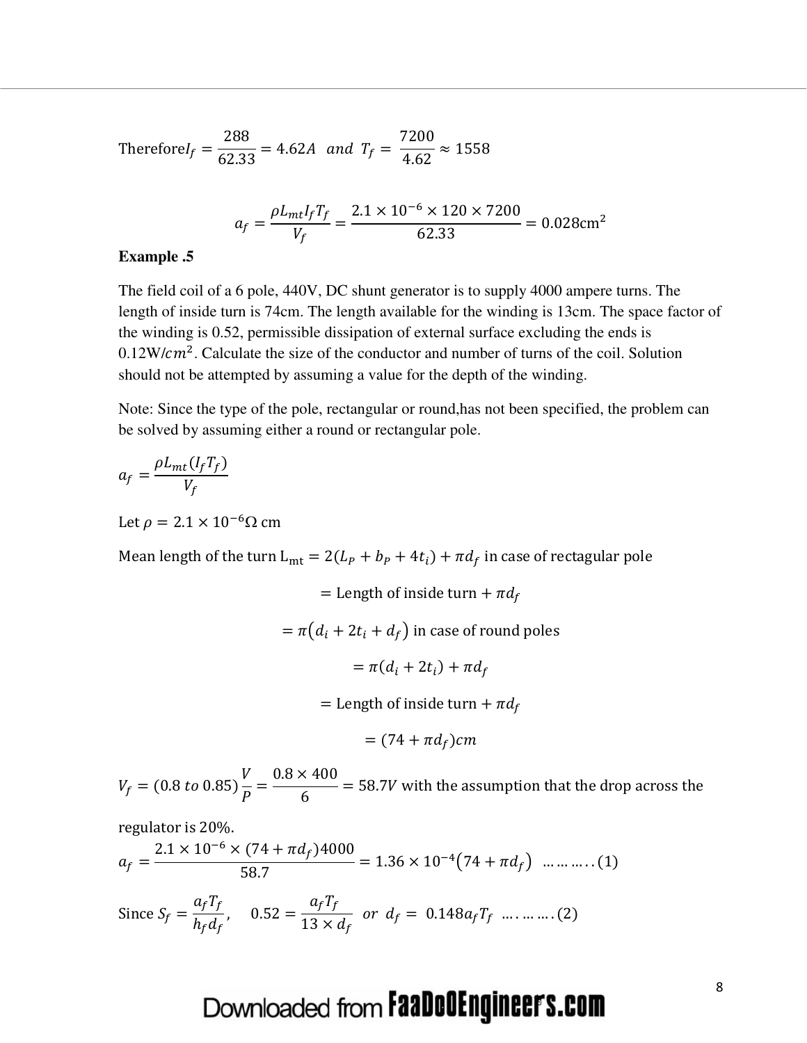Therefore$I_f = \frac{288}{62.33} = 4.62A \;\; and \;\; T_f = \frac{7200}{4.62} \approx 1558$

$$a_f = \frac{\rho L_{mt} I_f T_f}{V_f} = \frac{2.1 \times 10^{-6} \times 120 \times 7200}{62.33} = 0.028\text{cm}^2$$

**Example .5**

The field coil of a 6 pole, 440V, DC shunt generator is to supply 4000 ampere turns. The length of inside turn is 74cm. The length available for the winding is 13cm. The space factor of the winding is 0.52, permissible dissipation of external surface excluding the ends is 0.12W/$cm^2$. Calculate the size of the conductor and number of turns of the coil. Solution should not be attempted by assuming a value for the depth of the winding.

Note: Since the type of the pole, rectangular or round,has not been specified, the problem can be solved by assuming either a round or rectangular pole.

$a_f = \frac{\rho L_{mt}(I_f T_f)}{V_f}$

Let $\rho = 2.1 \times 10^{-6} \Omega$ cm

Mean length of the turn $L_{mt} = 2(L_P + b_P + 4t_i) + \pi d_f$ in case of rectagular pole

$$= \text{Length of inside turn} + \pi d_f$$

$$= \pi(d_i + 2t_i + d_f) \text{ in case of round poles}$$

$$= \pi(d_i + 2t_i) + \pi d_f$$

$$= \text{Length of inside turn} + \pi d_f$$

$$= (74 + \pi d_f)cm$$

$V_f = (0.8 \; to \; 0.85)\frac{V}{P} = \frac{0.8 \times 400}{6} = 58.7V$ with the assumption that the drop across the regulator is 20%.

$a_f = \frac{2.1 \times 10^{-6} \times (74 + \pi d_f)4000}{58.7} = 1.36 \times 10^{-4}(74 + \pi d_f) \;\; \ldots\ldots\ldots..(1)$

Since $S_f = \frac{a_f T_f}{h_f d_f}, \quad 0.52 = \frac{a_f T_f}{13 \times d_f} \;\; or \;\; d_f = \; 0.148 a_f T_f \;\; \ldots.\ldots\ldots.(2)$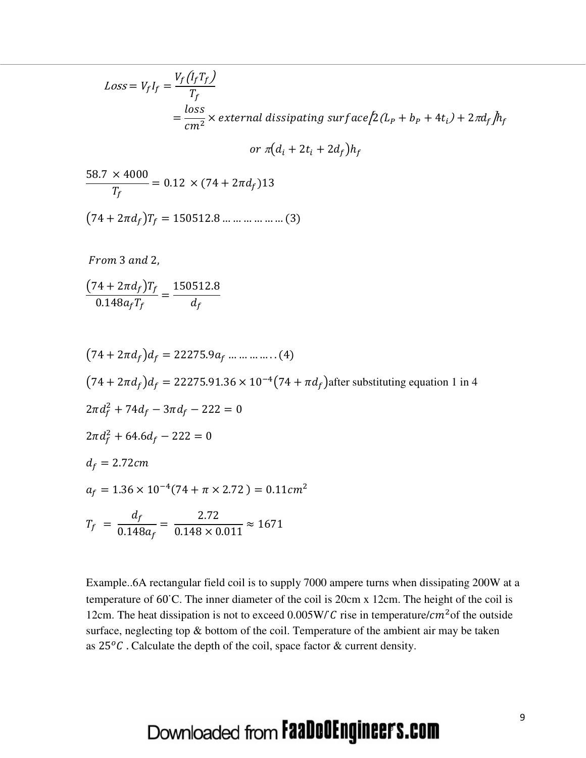$$Loss = V_f I_f = \frac{V_f (I_f T_f)}{T_f}$$

$$= \frac{loss}{cm^2} \times external\ dissipating\ surface[2(L_P + b_P + 4t_i) + 2\pi d_f]h_f$$

$$or\ \pi(d_i + 2t_i + 2d_f)h_f$$

$$\frac{58.7 \times 4000}{T_f} = 0.12 \times (74 + 2\pi d_f)13$$

$$(74 + 2\pi d_f)T_f = 150512.8 \ldots\ldots\ldots\ldots\ldots\ldots (3)$$

$From\ 3\ and\ 2,$

$$\frac{(74 + 2\pi d_f)T_f}{0.148 a_f T_f} = \frac{150512.8}{d_f}$$

$$(74 + 2\pi d_f)d_f = 22275.9 a_f \ldots\ldots\ldots\ldots..(4)$$

$(74 + 2\pi d_f)d_f = 22275.91.36 \times 10^{-4}(74 + \pi d_f)$ after substituting equation 1 in 4

$$2\pi d_f^2 + 74 d_f - 3\pi d_f - 222 = 0$$

$$2\pi d_f^2 + 64.6 d_f - 222 = 0$$

$$d_f = 2.72cm$$

$$a_f = 1.36 \times 10^{-4}(74 + \pi \times 2.72) = 0.11cm^2$$

$$T_f = \frac{d_f}{0.148 a_f} = \frac{2.72}{0.148 \times 0.011} \approx 1671$$

Example..6A rectangular field coil is to supply 7000 ampere turns when dissipating 200W at a temperature of 60˚C. The inner diameter of the coil is 20cm x 12cm. The height of the coil is 12cm. The heat dissipation is not to exceed 0.005W/˚$C$ rise in temperature/$cm^2$of the outside surface, neglecting top & bottom of the coil. Temperature of the ambient air may be taken as $25^oC$ . Calculate the depth of the coil, space factor & current density.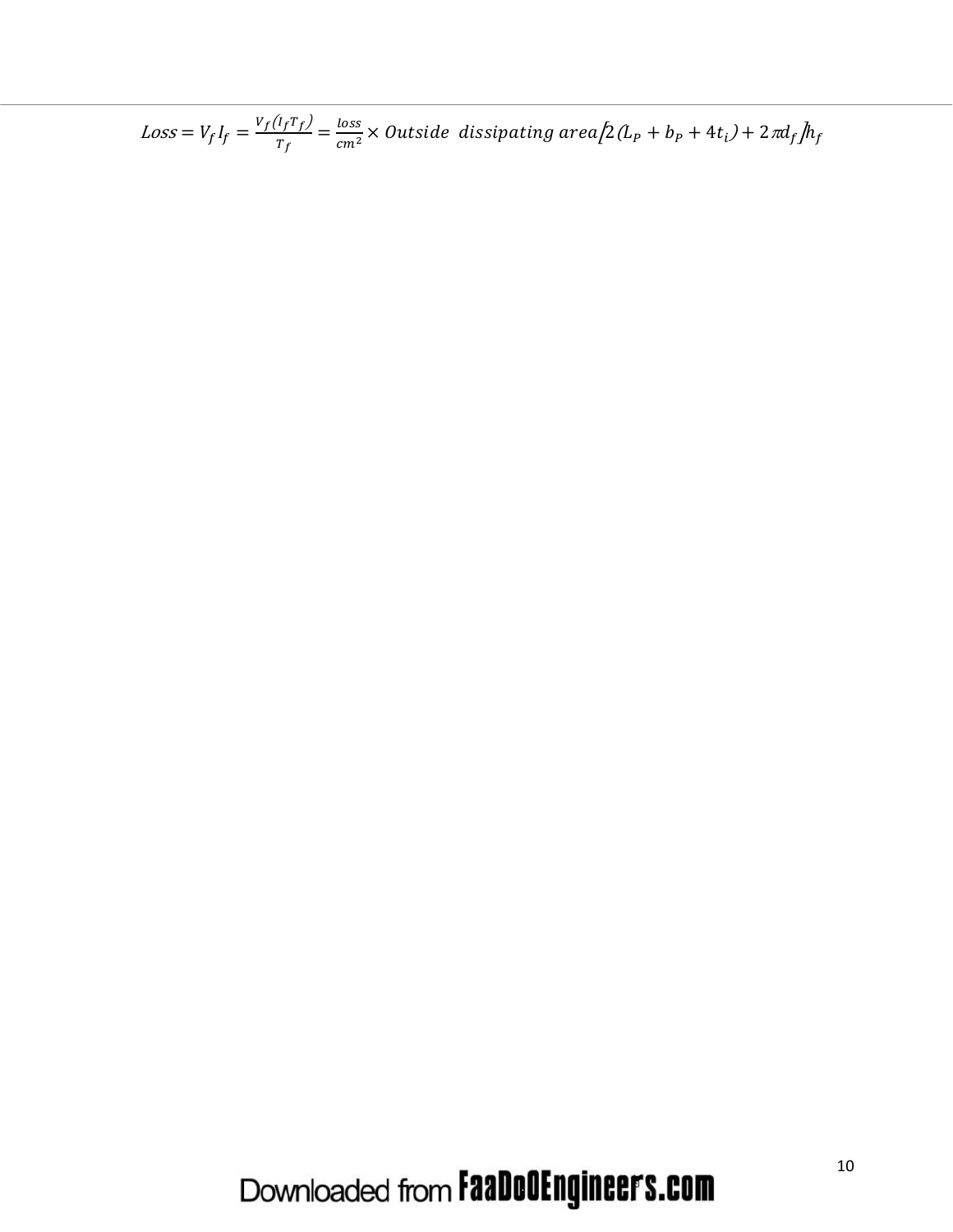$$Loss = V_f I_f = \frac{V_f(I_f T_f)}{T_f} = \frac{loss}{cm^2} \times Outside\ \ dissipating\ area\left[2(L_P + b_P + 4t_i) + 2\pi d_f\right]h_f$$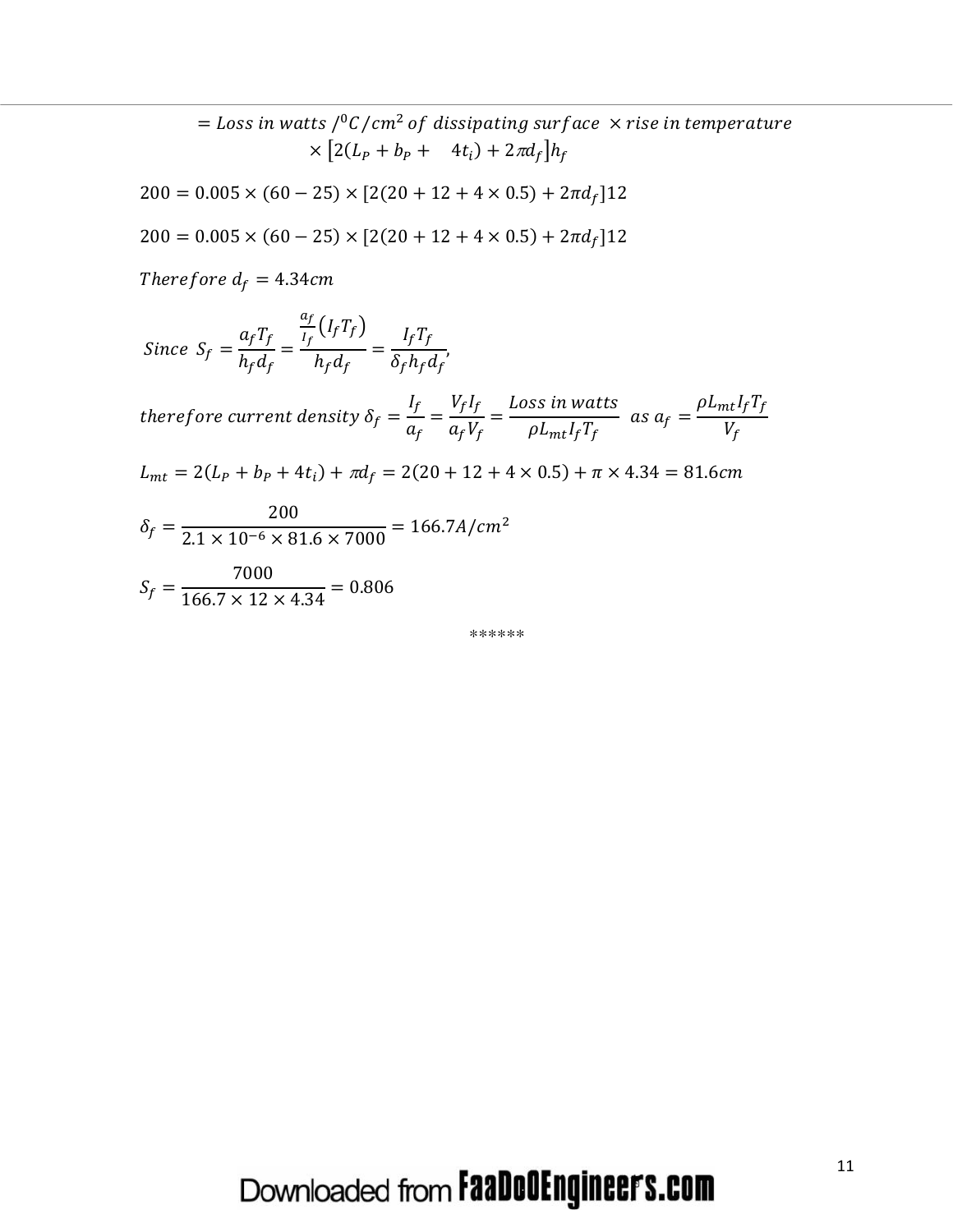$$= Loss\ in\ watts\ /^0C/cm^2\ of\ dissipating\ surface\ \times rise\ in\ temperature \times \left[2(L_P + b_P + \quad 4t_i) + 2\pi d_f\right]h_f$$

$$200 = 0.005 \times (60 - 25) \times [2(20 + 12 + 4 \times 0.5) + 2\pi d_f]12$$

$$200 = 0.005 \times (60 - 25) \times [2(20 + 12 + 4 \times 0.5) + 2\pi d_f]12$$

$Therefore\ d_f = 4.34cm$

$$Since\ \ S_f = \frac{a_f T_f}{h_f d_f} = \frac{\frac{a_f}{I_f}\left(I_f T_f\right)}{h_f d_f} = \frac{I_f T_f}{\delta_f h_f d_f},$$

$$therefore\ current\ density\ \delta_f = \frac{I_f}{a_f} = \frac{V_f I_f}{a_f V_f} = \frac{Loss\ in\ watts}{\rho L_{mt} I_f T_f} \quad as\ a_f = \frac{\rho L_{mt} I_f T_f}{V_f}$$

$$L_{mt} = 2(L_P + b_P + 4t_i) + \pi d_f = 2(20 + 12 + 4 \times 0.5) + \pi \times 4.34 = 81.6cm$$

$$\delta_f = \frac{200}{2.1 \times 10^{-6} \times 81.6 \times 7000} = 166.7A/cm^2$$

$$S_f = \frac{7000}{166.7 \times 12 \times 4.34} = 0.806$$

******